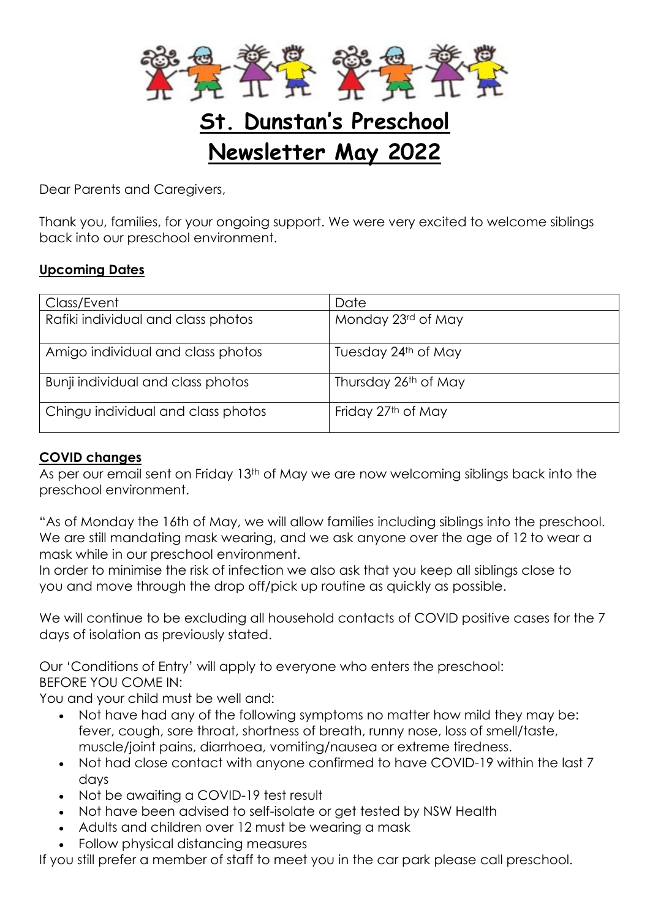# St. Dunstan's Preschool

# Newsletter May 2022

Dear Parents and Caregivers,

Thank you, families, for your ongoing support. We were very excited to welcome siblings back into our preschool environment.

## Upcoming Dates

| Class/Event | Date |
| --- | --- |
| Rafiki individual and class photos | Monday 23rd of May |
| Amigo individual and class photos | Tuesday 24th of May |
| Bunji individual and class photos | Thursday 26th of May |
| Chingu individual and class photos | Friday 27th of May |

## COVID changes

As per our email sent on Friday 13th of May we are now welcoming siblings back into the preschool environment.

"As of Monday the 16th of May, we will allow families including siblings into the preschool. We are still mandating mask wearing, and we ask anyone over the age of 12 to wear a mask while in our preschool environment.

In order to minimise the risk of infection we also ask that you keep all siblings close to you and move through the drop off/pick up routine as quickly as possible.

We will continue to be excluding all household contacts of COVID positive cases for the 7 days of isolation as previously stated.

Our 'Conditions of Entry' will apply to everyone who enters the preschool:
BEFORE YOU COME IN:
You and your child must be well and:

- Not have had any of the following symptoms no matter how mild they may be: fever, cough, sore throat, shortness of breath, runny nose, loss of smell/taste, muscle/joint pains, diarrhoea, vomiting/nausea or extreme tiredness.
- Not had close contact with anyone confirmed to have COVID-19 within the last 7 days
- Not be awaiting a COVID-19 test result
- Not have been advised to self-isolate or get tested by NSW Health
- Adults and children over 12 must be wearing a mask
- Follow physical distancing measures

If you still prefer a member of staff to meet you in the car park please call preschool.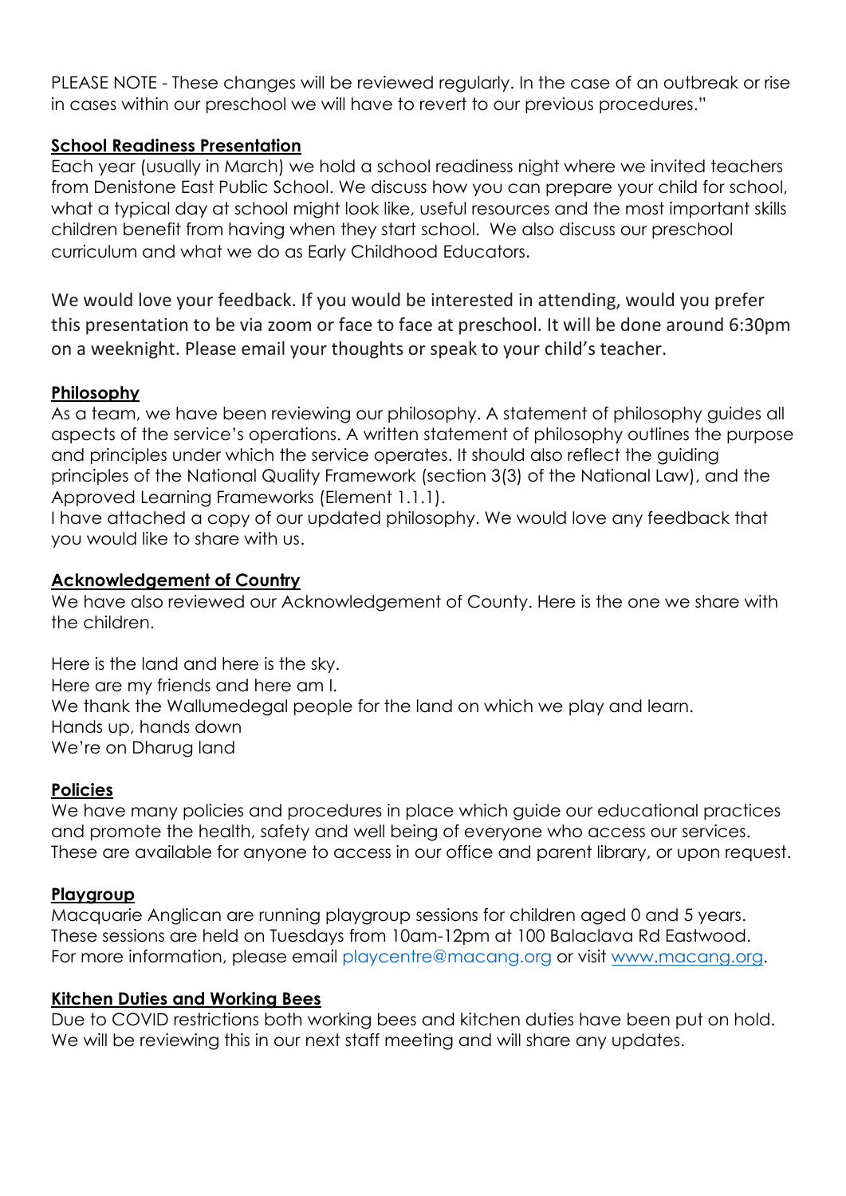PLEASE NOTE - These changes will be reviewed regularly. In the case of an outbreak or rise in cases within our preschool we will have to revert to our previous procedures."

## School Readiness Presentation

Each year (usually in March) we hold a school readiness night where we invited teachers from Denistone East Public School. We discuss how you can prepare your child for school, what a typical day at school might look like, useful resources and the most important skills children benefit from having when they start school. We also discuss our preschool curriculum and what we do as Early Childhood Educators.

We would love your feedback. If you would be interested in attending, would you prefer this presentation to be via zoom or face to face at preschool. It will be done around 6:30pm on a weeknight. Please email your thoughts or speak to your child's teacher.

## Philosophy

As a team, we have been reviewing our philosophy. A statement of philosophy guides all aspects of the service's operations. A written statement of philosophy outlines the purpose and principles under which the service operates. It should also reflect the guiding principles of the National Quality Framework (section 3(3) of the National Law), and the Approved Learning Frameworks (Element 1.1.1).

I have attached a copy of our updated philosophy. We would love any feedback that you would like to share with us.

## Acknowledgement of Country

We have also reviewed our Acknowledgement of County. Here is the one we share with the children.

Here is the land and here is the sky.
Here are my friends and here am I.
We thank the Wallumedegal people for the land on which we play and learn.
Hands up, hands down
We're on Dharug land

## Policies

We have many policies and procedures in place which guide our educational practices and promote the health, safety and well being of everyone who access our services. These are available for anyone to access in our office and parent library, or upon request.

## Playgroup

Macquarie Anglican are running playgroup sessions for children aged 0 and 5 years. These sessions are held on Tuesdays from 10am-12pm at 100 Balaclava Rd Eastwood. For more information, please email playcentre@macang.org or visit [www.macang.org](http://www.macang.org).

## Kitchen Duties and Working Bees

Due to COVID restrictions both working bees and kitchen duties have been put on hold. We will be reviewing this in our next staff meeting and will share any updates.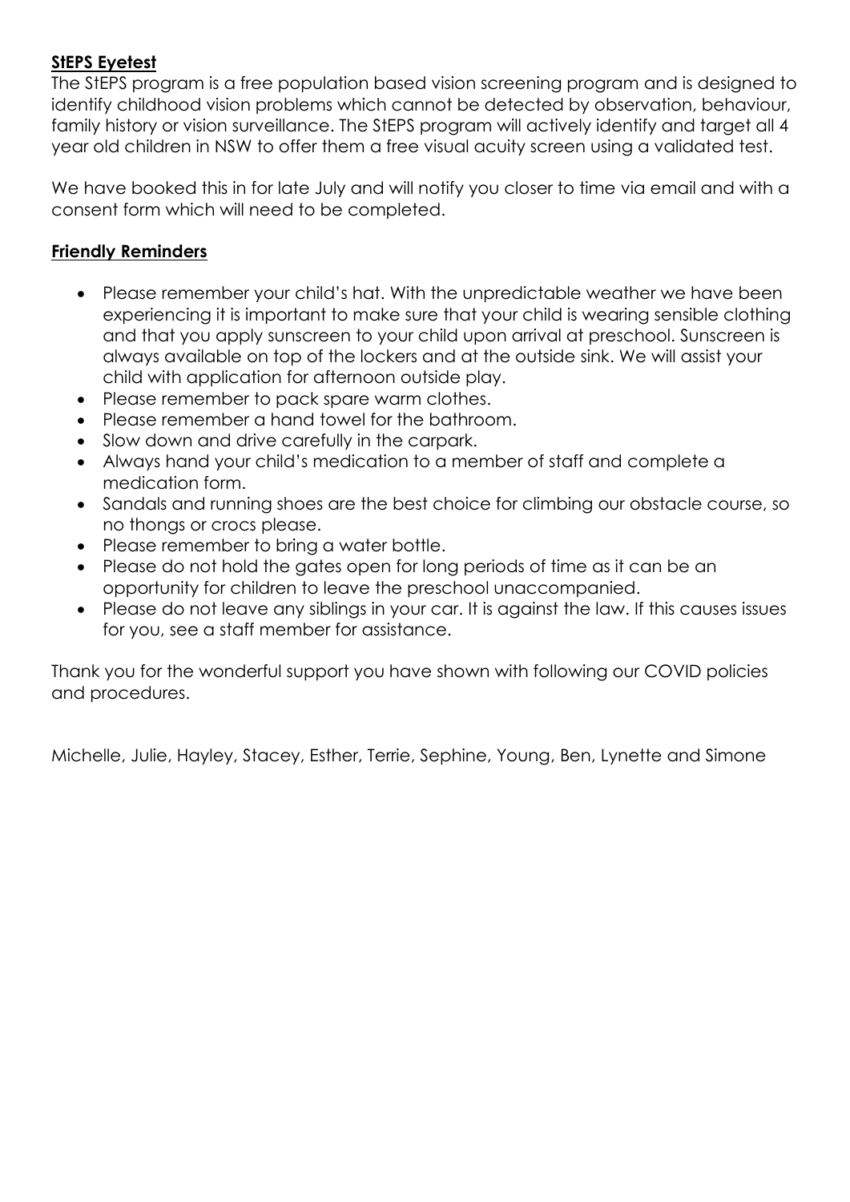**StEPS Eyetest**

The StEPS program is a free population based vision screening program and is designed to identify childhood vision problems which cannot be detected by observation, behaviour, family history or vision surveillance. The StEPS program will actively identify and target all 4 year old children in NSW to offer them a free visual acuity screen using a validated test.

We have booked this in for late July and will notify you closer to time via email and with a consent form which will need to be completed.

**Friendly Reminders**

- Please remember your child's hat. With the unpredictable weather we have been experiencing it is important to make sure that your child is wearing sensible clothing and that you apply sunscreen to your child upon arrival at preschool. Sunscreen is always available on top of the lockers and at the outside sink. We will assist your child with application for afternoon outside play.
- Please remember to pack spare warm clothes.
- Please remember a hand towel for the bathroom.
- Slow down and drive carefully in the carpark.
- Always hand your child's medication to a member of staff and complete a medication form.
- Sandals and running shoes are the best choice for climbing our obstacle course, so no thongs or crocs please.
- Please remember to bring a water bottle.
- Please do not hold the gates open for long periods of time as it can be an opportunity for children to leave the preschool unaccompanied.
- Please do not leave any siblings in your car. It is against the law. If this causes issues for you, see a staff member for assistance.

Thank you for the wonderful support you have shown with following our COVID policies and procedures.

Michelle, Julie, Hayley, Stacey, Esther, Terrie, Sephine, Young, Ben, Lynette and Simone